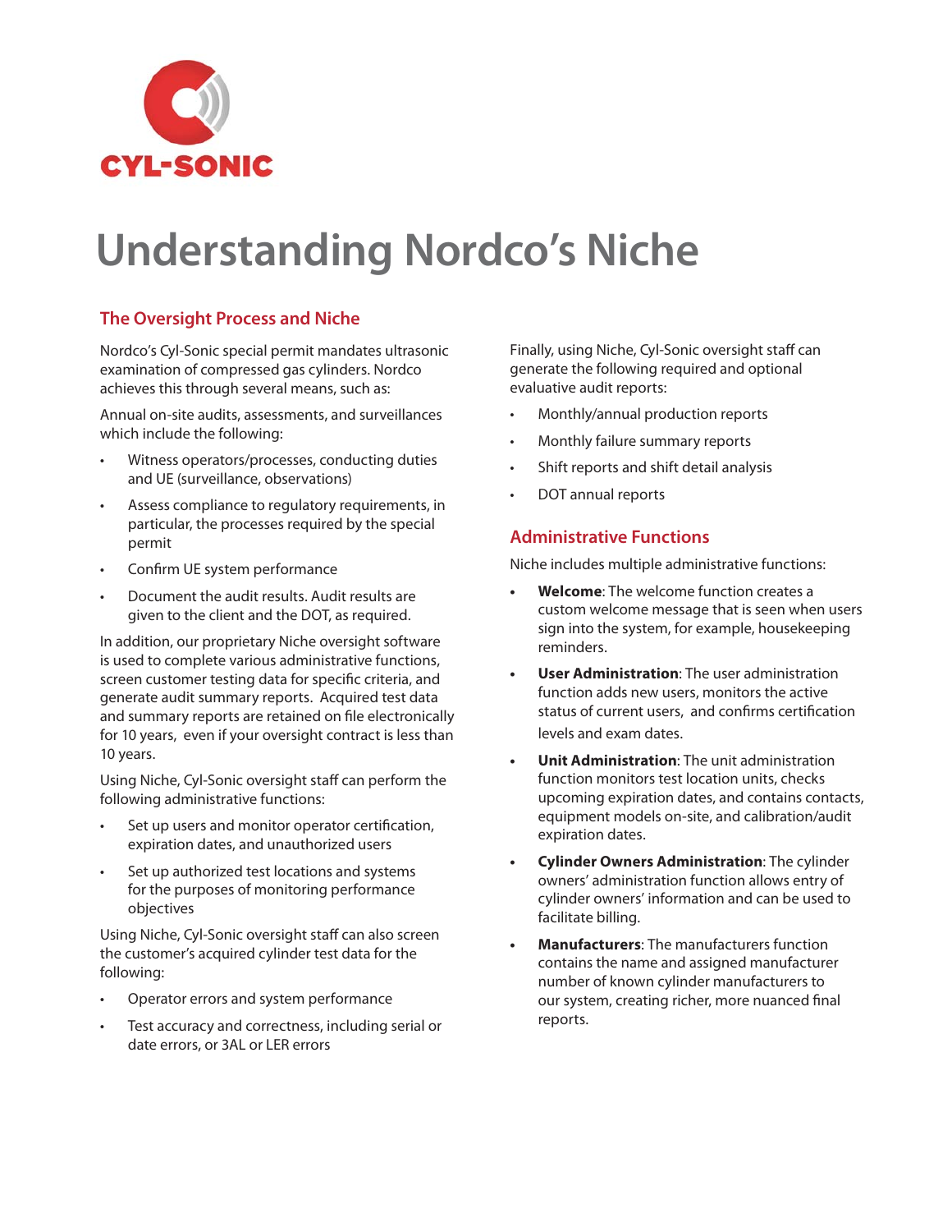CYL-SONIC

# Understanding Nordco's Niche

## The Oversight Process and Niche

Nordco's Cyl-Sonic special permit mandates ultrasonic examination of compressed gas cylinders. Nordco achieves this through several means, such as:

Annual on-site audits, assessments, and surveillances which include the following:

- Witness operators/processes, conducting duties and UE (surveillance, observations)
- Assess compliance to regulatory requirements, in particular, the processes required by the special permit
- Confirm UE system performance
- Document the audit results. Audit results are given to the client and the DOT, as required.

In addition, our proprietary Niche oversight software is used to complete various administrative functions, screen customer testing data for specific criteria, and generate audit summary reports. Acquired test data and summary reports are retained on file electronically for 10 years, even if your oversight contract is less than 10 years.

Using Niche, Cyl-Sonic oversight staff can perform the following administrative functions:

- Set up users and monitor operator certification, expiration dates, and unauthorized users
- Set up authorized test locations and systems for the purposes of monitoring performance objectives

Using Niche, Cyl-Sonic oversight staff can also screen the customer's acquired cylinder test data for the following:

- Operator errors and system performance
- Test accuracy and correctness, including serial or date errors, or 3AL or LER errors

Finally, using Niche, Cyl-Sonic oversight staff can generate the following required and optional evaluative audit reports:

- Monthly/annual production reports
- Monthly failure summary reports
- Shift reports and shift detail analysis
- DOT annual reports

## Administrative Functions

Niche includes multiple administrative functions:

- **Welcome**: The welcome function creates a custom welcome message that is seen when users sign into the system, for example, housekeeping reminders.
- **User Administration**: The user administration function adds new users, monitors the active status of current users, and confirms certification levels and exam dates.
- **Unit Administration**: The unit administration function monitors test location units, checks upcoming expiration dates, and contains contacts, equipment models on-site, and calibration/audit expiration dates.
- **Cylinder Owners Administration**: The cylinder owners' administration function allows entry of cylinder owners' information and can be used to facilitate billing.
- **Manufacturers**: The manufacturers function contains the name and assigned manufacturer number of known cylinder manufacturers to our system, creating richer, more nuanced final reports.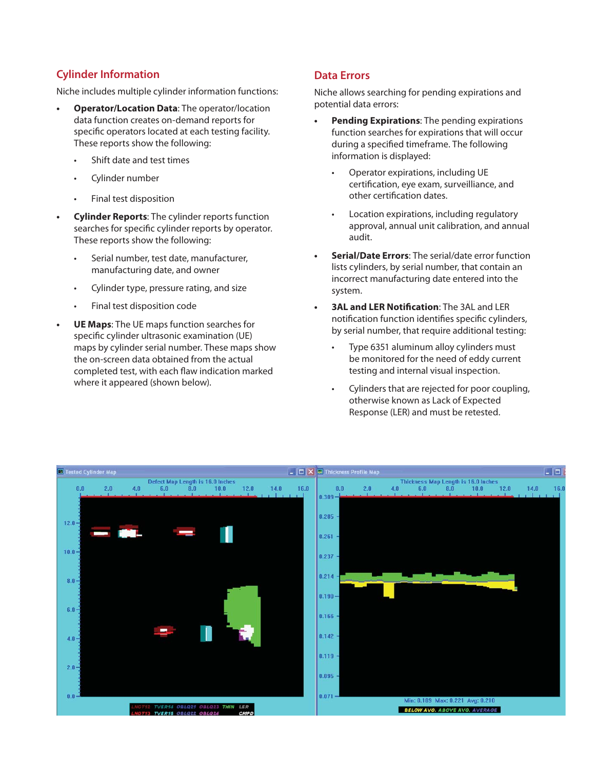## Cylinder Information

Niche includes multiple cylinder information functions:

- **Operator/Location Data**: The operator/location data function creates on-demand reports for specific operators located at each testing facility. These reports show the following:
    - Shift date and test times
    - Cylinder number
    - Final test disposition
- **Cylinder Reports**: The cylinder reports function searches for specific cylinder reports by operator. These reports show the following:
    - Serial number, test date, manufacturer, manufacturing date, and owner
    - Cylinder type, pressure rating, and size
    - Final test disposition code
- **UE Maps**: The UE maps function searches for specific cylinder ultrasonic examination (UE) maps by cylinder serial number. These maps show the on-screen data obtained from the actual completed test, with each flaw indication marked where it appeared (shown below).

## Data Errors

Niche allows searching for pending expirations and potential data errors:

- **Pending Expirations**: The pending expirations function searches for expirations that will occur during a specified timeframe. The following information is displayed:
    - Operator expirations, including UE certification, eye exam, surveillance, and other certification dates.
    - Location expirations, including regulatory approval, annual unit calibration, and annual audit.
- **Serial/Date Errors**: The serial/date error function lists cylinders, by serial number, that contain an incorrect manufacturing date entered into the system.
- **3AL and LER Notification**: The 3AL and LER notification function identifies specific cylinders, by serial number, that require additional testing:
    - Type 6351 aluminum alloy cylinders must be monitored for the need of eddy current testing and internal visual inspection.
    - Cylinders that are rejected for poor coupling, otherwise known as Lack of Expected Response (LER) and must be retested.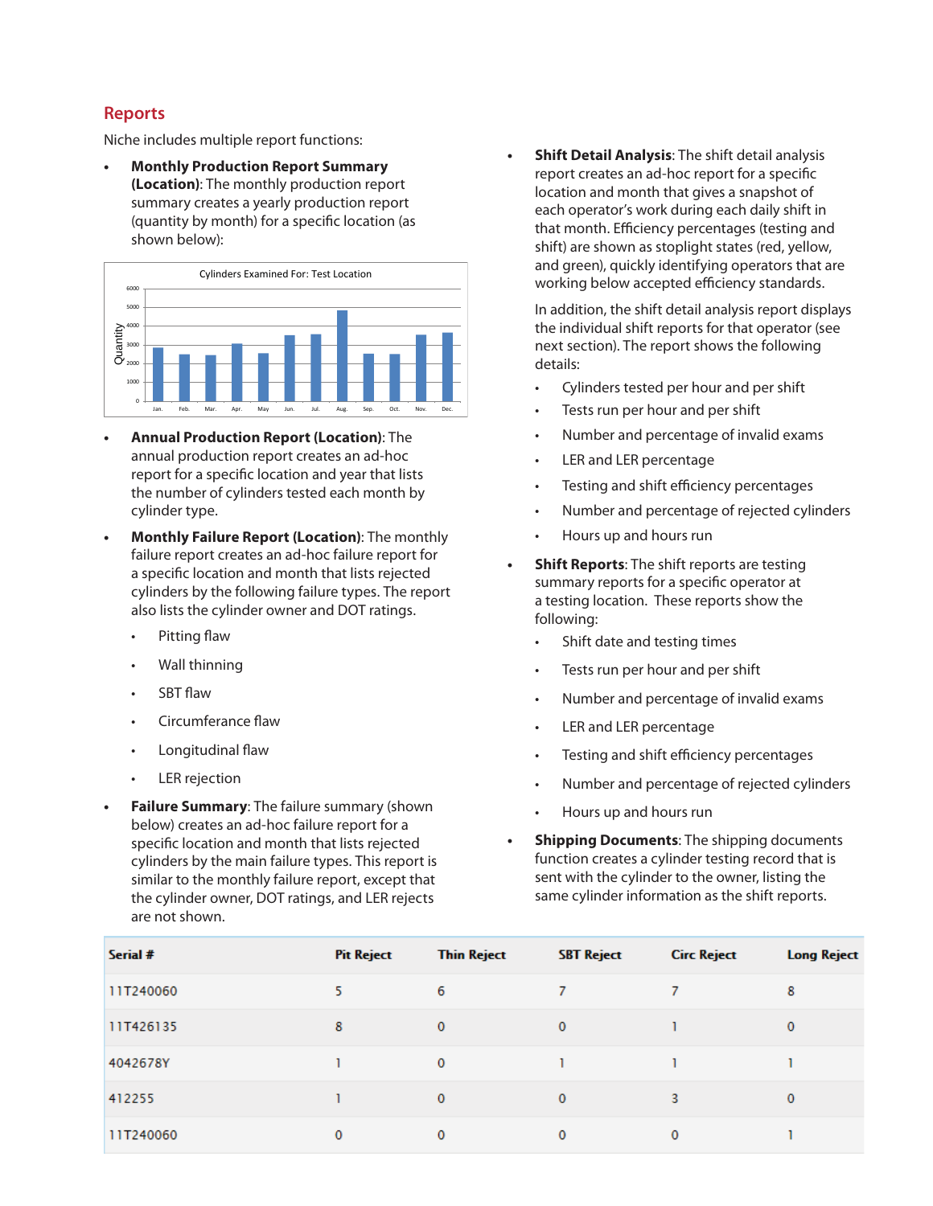## Reports

Niche includes multiple report functions:

- **Monthly Production Report Summary (Location)**: The monthly production report summary creates a yearly production report (quantity by month) for a specific location (as shown below):

Cylinders Examined For: Test Location

- **Annual Production Report (Location)**: The annual production report creates an ad-hoc report for a specific location and year that lists the number of cylinders tested each month by cylinder type.
- **Monthly Failure Report (Location)**: The monthly failure report creates an ad-hoc failure report for a specific location and month that lists rejected cylinders by the following failure types. The report also lists the cylinder owner and DOT ratings.
  - Pitting flaw
  - Wall thinning
  - SBT flaw
  - Circumferance flaw
  - Longitudinal flaw
  - LER rejection
- **Failure Summary**: The failure summary (shown below) creates an ad-hoc failure report for a specific location and month that lists rejected cylinders by the main failure types. This report is similar to the monthly failure report, except that the cylinder owner, DOT ratings, and LER rejects are not shown.
- **Shift Detail Analysis**: The shift detail analysis report creates an ad-hoc report for a specific location and month that gives a snapshot of each operator's work during each daily shift in that month. Efficiency percentages (testing and shift) are shown as stoplight states (red, yellow, and green), quickly identifying operators that are working below accepted efficiency standards.

  In addition, the shift detail analysis report displays the individual shift reports for that operator (see next section). The report shows the following details:
  - Cylinders tested per hour and per shift
  - Tests run per hour and per shift
  - Number and percentage of invalid exams
  - LER and LER percentage
  - Testing and shift efficiency percentages
  - Number and percentage of rejected cylinders
  - Hours up and hours run
- **Shift Reports**: The shift reports are testing summary reports for a specific operator at a testing location. These reports show the following:
  - Shift date and testing times
  - Tests run per hour and per shift
  - Number and percentage of invalid exams
  - LER and LER percentage
  - Testing and shift efficiency percentages
  - Number and percentage of rejected cylinders
  - Hours up and hours run
- **Shipping Documents**: The shipping documents function creates a cylinder testing record that is sent with the cylinder to the owner, listing the same cylinder information as the shift reports.

| Serial # | Pit Reject | Thin Reject | SBT Reject | Circ Reject | Long Reject |
|---|---|---|---|---|---|
| 11T240060 | 5 | 6 | 7 | 7 | 8 |
| 11T426135 | 8 | 0 | 0 | 1 | 0 |
| 4042678Y | 1 | 0 | 1 | 1 | 1 |
| 412255 | 1 | 0 | 0 | 3 | 0 |
| 11T240060 | 0 | 0 | 0 | 0 | 1 |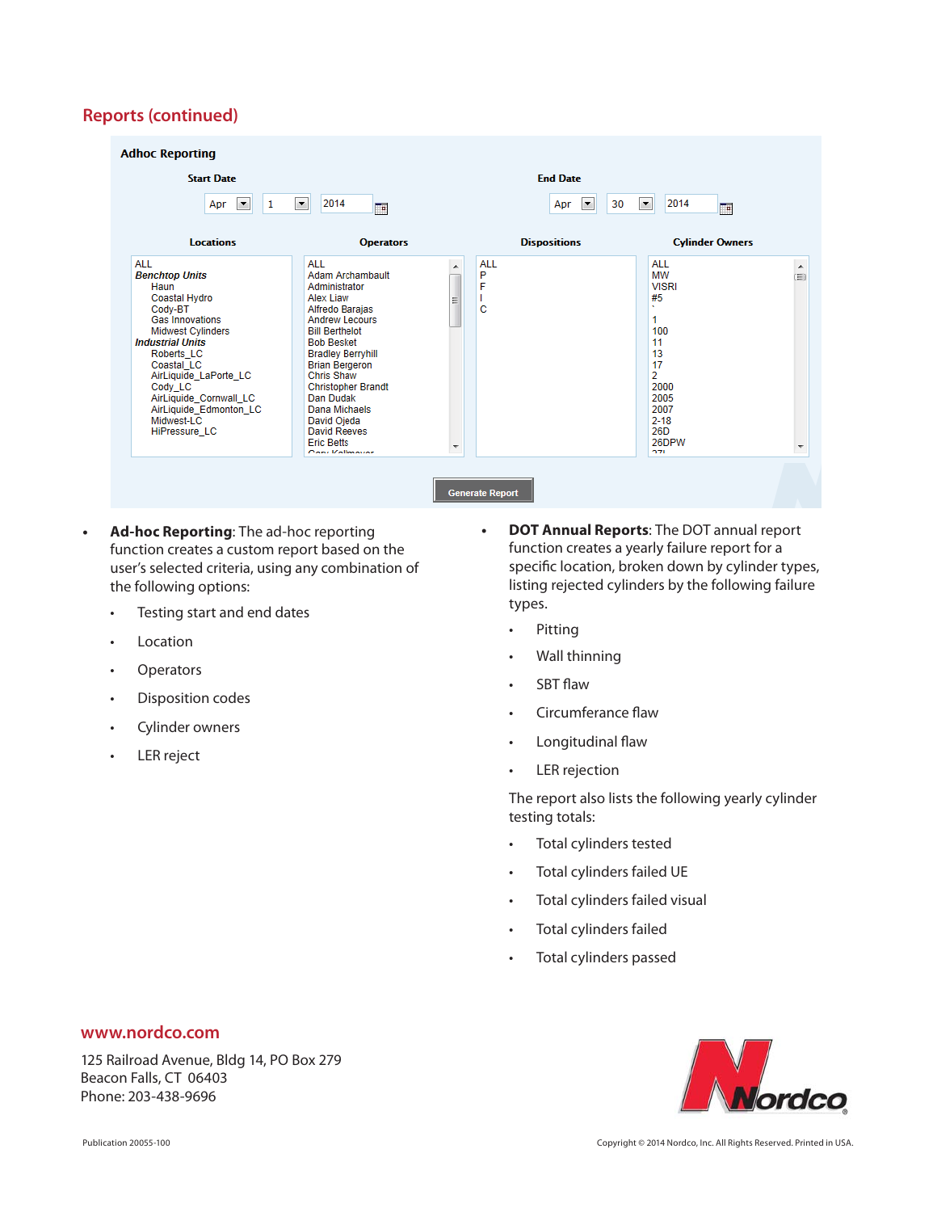## Reports (continued)

**Adhoc Reporting**

Start Date

Apr 1 2014

End Date

Apr 30 2014

Locations

ALL
*Benchtop Units*
Haun
Coastal Hydro
Cody-BT
Gas Innovations
Midwest Cylinders
*Industrial Units*
Roberts_LC
Coastal_LC
AirLiquide_LaPorte_LC
Cody_LC
AirLiquide_Cornwall_LC
AirLiquide_Edmonton_LC
Midwest-LC
HiPressure_LC

Operators

ALL
Adam Archambault
Administrator
Alex Liaw
Alfredo Barajas
Andrew Lecours
Bill Berthelot
Bob Besket
Bradley Berryhill
Brian Bergeron
Chris Shaw
Christopher Brandt
Dan Dudak
Dana Michaels
David Ojeda
David Reeves
Eric Betts

Dispositions

ALL
P
F
I
C

Cylinder Owners

ALL
MW
VISRI
#5
`
1
100
11
13
17
2
2000
2005
2007
2-18
26D
26DPW

Generate Report

- **Ad-hoc Reporting**: The ad-hoc reporting function creates a custom report based on the user's selected criteria, using any combination of the following options:
  - Testing start and end dates
  - Location
  - Operators
  - Disposition codes
  - Cylinder owners
  - LER reject

- **DOT Annual Reports**: The DOT annual report function creates a yearly failure report for a specific location, broken down by cylinder types, listing rejected cylinders by the following failure types.
  - Pitting
  - Wall thinning
  - SBT flaw
  - Circumference flaw
  - Longitudinal flaw
  - LER rejection

  The report also lists the following yearly cylinder testing totals:
  - Total cylinders tested
  - Total cylinders failed UE
  - Total cylinders failed visual
  - Total cylinders failed
  - Total cylinders passed

**www.nordco.com**

125 Railroad Avenue, Bldg 14, PO Box 279
Beacon Falls, CT 06403
Phone: 203-438-9696

Nordco

Publication 20055-100

Copyright © 2014 Nordco, Inc. All Rights Reserved. Printed in USA.